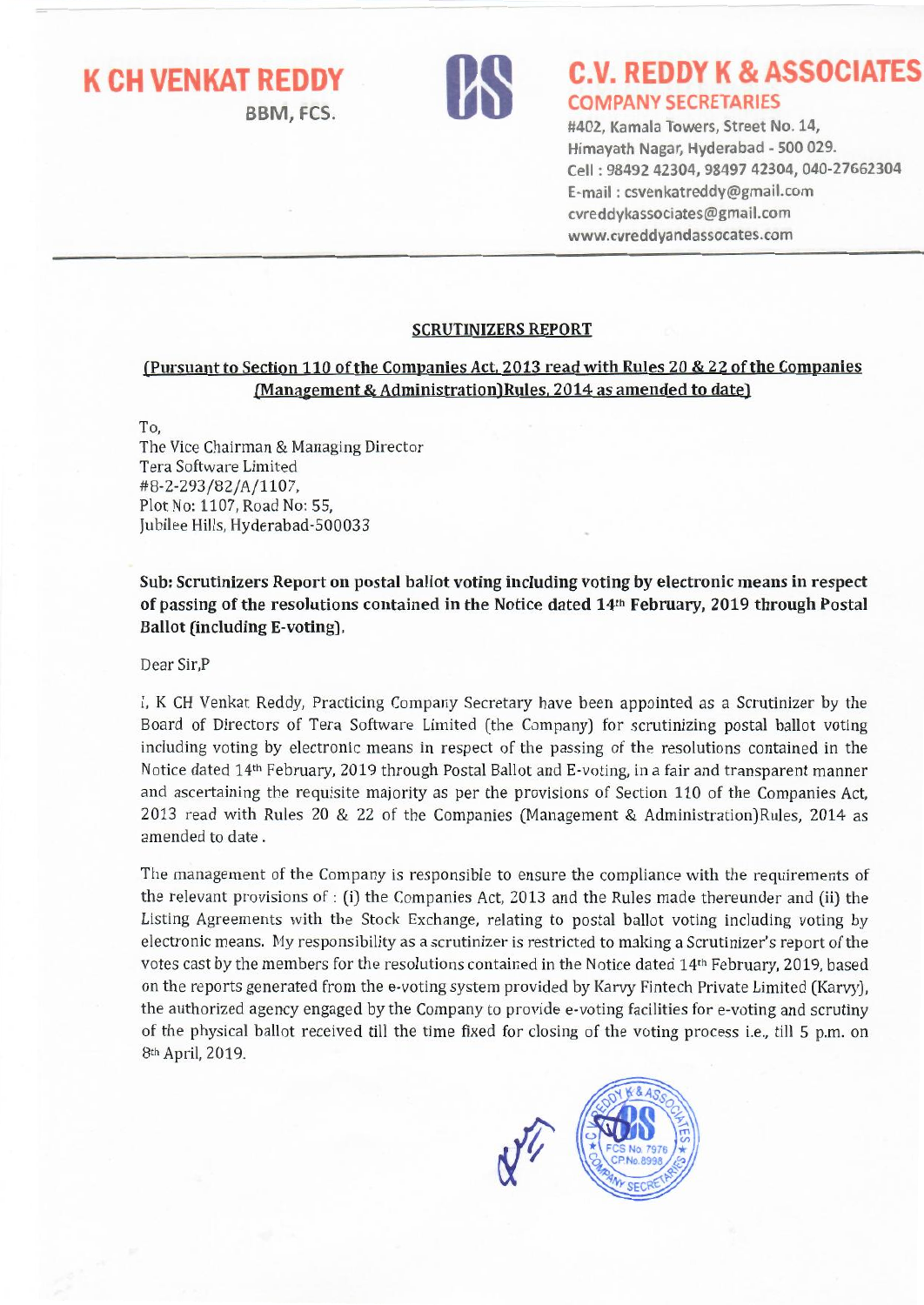**K CH VENKAT REDDY**
BBM, FCS.

**C.V. REDDY K & ASSOCIATES**
**COMPANY SECRETARIES**
#402, Kamala Towers, Street No. 14,
Himayath Nagar, Hyderabad - 500 029.
Cell : 98492 42304, 98497 42304, 040-27662304
E-mail : csvenkatreddy@gmail.com
cvreddykassociates@gmail.com
www.cvreddyandassocates.com

## SCRUTINIZERS REPORT

**(Pursuant to Section 110 of the Companies Act, 2013 read with Rules 20 & 22 of the Companies (Management & Administration)Rules, 2014 as amended to date)**

To,
The Vice Chairman & Managing Director
Tera Software Limited
#8-2-293/82/A/1107,
Plot No: 1107, Road No: 55,
Jubilee Hills, Hyderabad-500033

**Sub: Scrutinizers Report on postal ballot voting including voting by electronic means in respect of passing of the resolutions contained in the Notice dated 14th February, 2019 through Postal Ballot (including E-voting).**

Dear Sir,P

I, K CH Venkat Reddy, Practicing Company Secretary have been appointed as a Scrutinizer by the Board of Directors of Tera Software Limited (the Company) for scrutinizing postal ballot voting including voting by electronic means in respect of the passing of the resolutions contained in the Notice dated 14th February, 2019 through Postal Ballot and E-voting, in a fair and transparent manner and ascertaining the requisite majority as per the provisions of Section 110 of the Companies Act, 2013 read with Rules 20 & 22 of the Companies (Management & Administration)Rules, 2014 as amended to date .

The management of the Company is responsible to ensure the compliance with the requirements of the relevant provisions of : (i) the Companies Act, 2013 and the Rules made thereunder and (ii) the Listing Agreements with the Stock Exchange, relating to postal ballot voting including voting by electronic means. My responsibility as a scrutinizer is restricted to making a Scrutinizer's report of the votes cast by the members for the resolutions contained in the Notice dated 14th February, 2019, based on the reports generated from the e-voting system provided by Karvy Fintech Private Limited (Karvy), the authorized agency engaged by the Company to provide e-voting facilities for e-voting and scrutiny of the physical ballot received till the time fixed for closing of the voting process i.e., till 5 p.m. on 8th April, 2019.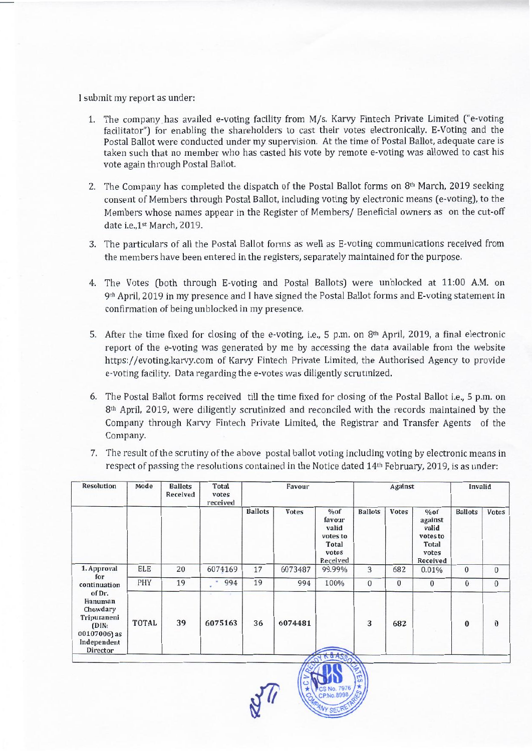I submit my report as under:

1. The company has availed e-voting facility from M/s. Karvy Fintech Private Limited ("e-voting facilitator") for enabling the shareholders to cast their votes electronically. E-Voting and the Postal Ballot were conducted under my supervision. At the time of Postal Ballot, adequate care is taken such that no member who has casted his vote by remote e-voting was allowed to cast his vote again through Postal Ballot.

2. The Company has completed the dispatch of the Postal Ballot forms on 8th March, 2019 seeking consent of Members through Postal Ballot, including voting by electronic means (e-voting), to the Members whose names appear in the Register of Members/ Beneficial owners as on the cut-off date i.e.,1st March, 2019.

3. The particulars of all the Postal Ballot forms as well as E-voting communications received from the members have been entered in the registers, separately maintained for the purpose.

4. The Votes (both through E-voting and Postal Ballots) were unblocked at 11:00 A.M. on 9th April, 2019 in my presence and I have signed the Postal Ballot forms and E-voting statement in confirmation of being unblocked in my presence.

5. After the time fixed for closing of the e-voting, i.e., 5 p.m. on 8th April, 2019, a final electronic report of the e-voting was generated by me by accessing the data available from the website https://evoting.karvy.com of Karvy Fintech Private Limited, the Authorised Agency to provide e-voting facility. Data regarding the e-votes was diligently scrutinized.

6. The Postal Ballot forms received till the time fixed for closing of the Postal Ballot i.e., 5 p.m. on 8th April, 2019, were diligently scrutinized and reconciled with the records maintained by the Company through Karvy Fintech Private Limited, the Registrar and Transfer Agents of the Company.

7. The result of the scrutiny of the above postal ballot voting including voting by electronic means in respect of passing the resolutions contained in the Notice dated 14th February, 2019, is as under:

| Resolution | Mode | Ballots Received | Total votes received | Favour | | | Against | | | Invalid | |
|---|---|---|---|---|---|---|---|---|---|---|---|
| | | | | Ballots | Votes | %of favour valid votes to Total votes Received | Ballots | Votes | %of against valid votes to Total votes Received | Ballots | Votes |
| 1. Approval for continuation of Dr. Hanuman Chowdary Tripuraneni (DIN: 00107006) as Independent Director | ELE | 20 | 6074169 | 17 | 6073487 | 99.99% | 3 | 682 | 0.01% | 0 | 0 |
| | PHY | 19 | 994 | 19 | 994 | 100% | 0 | 0 | 0 | 0 | 0 |
| | **TOTAL** | **39** | **6075163** | **36** | **6074481** | | **3** | **682** | | **0** | **0** |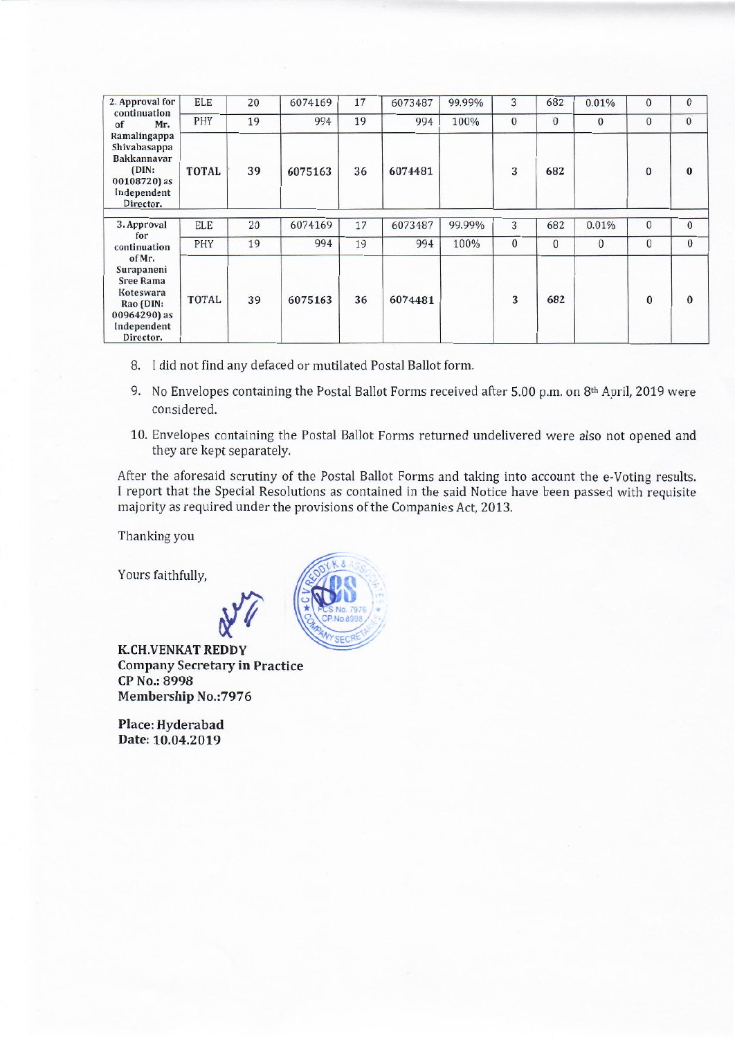| | | | | | | | | | | | |
|---|---|---|---|---|---|---|---|---|---|---|---|
| 2. Approval for continuation of Mr. Ramalingappa Shivabasappa Bakkannavar (DIN: 00108720) as Independent Director. | ELE | 20 | 6074169 | 17 | 6073487 | 99.99% | 3 | 682 | 0.01% | 0 | 0 |
| | PHY | 19 | 994 | 19 | 994 | 100% | 0 | 0 | 0 | 0 | 0 |
| | **TOTAL** | **39** | **6075163** | **36** | **6074481** | | **3** | **682** | | **0** | **0** |
| 3. Approval for continuation of Mr. Surapaneni Sree Rama Koteswara Rao (DIN: 00964290) as Independent Director. | ELE | 20 | 6074169 | 17 | 6073487 | 99.99% | 3 | 682 | 0.01% | 0 | 0 |
| | PHY | 19 | 994 | 19 | 994 | 100% | 0 | 0 | 0 | 0 | 0 |
| | TOTAL | 39 | 6075163 | 36 | 6074481 | | 3 | 682 | | 0 | 0 |

8. I did not find any defaced or mutilated Postal Ballot form.
9. No Envelopes containing the Postal Ballot Forms received after 5.00 p.m. on 8th April, 2019 were considered.
10. Envelopes containing the Postal Ballot Forms returned undelivered were also not opened and they are kept separately.

After the aforesaid scrutiny of the Postal Ballot Forms and taking into account the e-Voting results. I report that the Special Resolutions as contained in the said Notice have been passed with requisite majority as required under the provisions of the Companies Act, 2013.

Thanking you

Yours faithfully,

**K.CH.VENKAT REDDY**
**Company Secretary in Practice**
**CP No.: 8998**
**Membership No.:7976**

**Place: Hyderabad**
**Date: 10.04.2019**